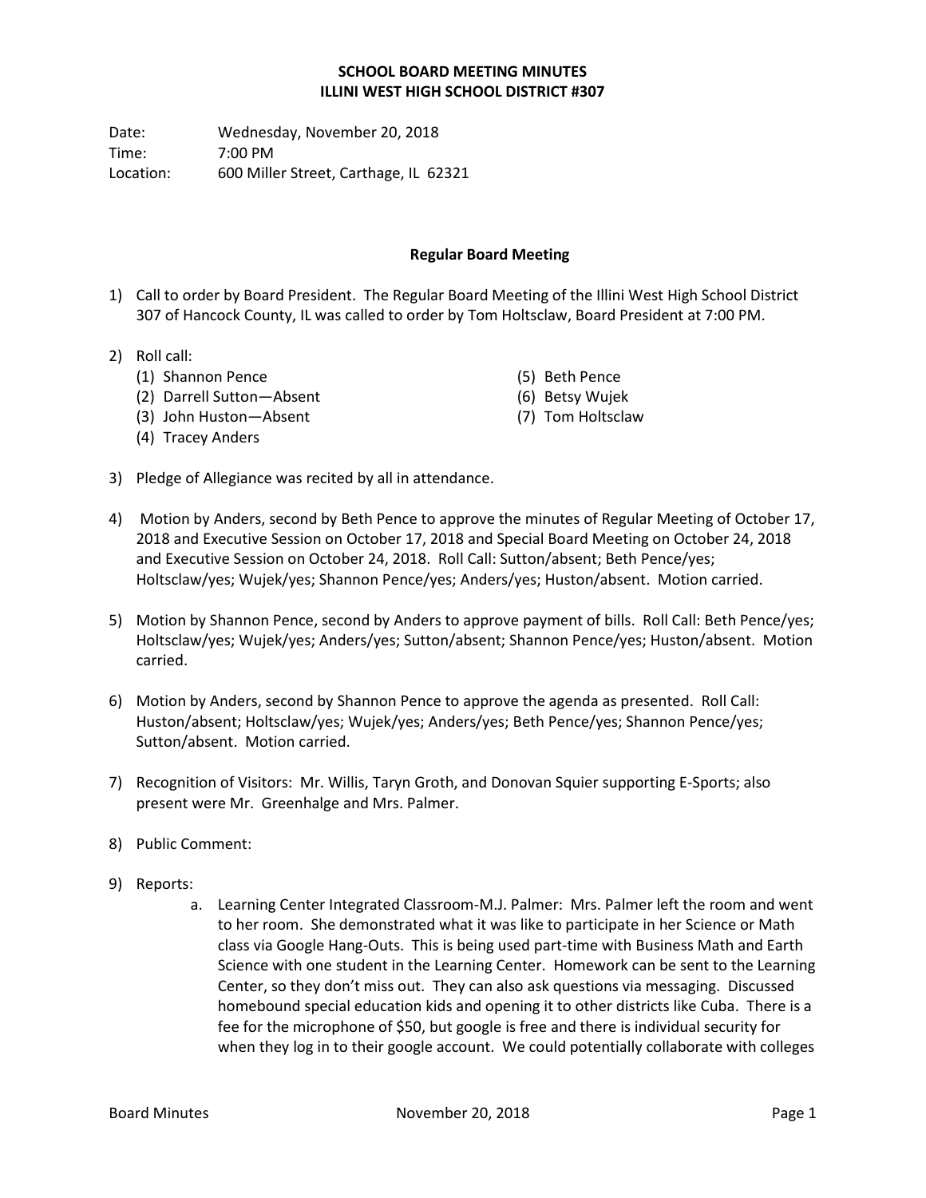# SCHOOL BOARD MEETING MINUTES
# ILLINI WEST HIGH SCHOOL DISTRICT #307

Date: Wednesday, November 20, 2018
Time: 7:00 PM
Location: 600 Miller Street, Carthage, IL 62321

## Regular Board Meeting

1) Call to order by Board President. The Regular Board Meeting of the Illini West High School District 307 of Hancock County, IL was called to order by Tom Holtsclaw, Board President at 7:00 PM.

2) Roll call:
   (1) Shannon Pence
   (2) Darrell Sutton—Absent
   (3) John Huston—Absent
   (4) Tracey Anders
   (5) Beth Pence
   (6) Betsy Wujek
   (7) Tom Holtsclaw

3) Pledge of Allegiance was recited by all in attendance.

4) Motion by Anders, second by Beth Pence to approve the minutes of Regular Meeting of October 17, 2018 and Executive Session on October 17, 2018 and Special Board Meeting on October 24, 2018 and Executive Session on October 24, 2018. Roll Call: Sutton/absent; Beth Pence/yes; Holtsclaw/yes; Wujek/yes; Shannon Pence/yes; Anders/yes; Huston/absent. Motion carried.

5) Motion by Shannon Pence, second by Anders to approve payment of bills. Roll Call: Beth Pence/yes; Holtsclaw/yes; Wujek/yes; Anders/yes; Sutton/absent; Shannon Pence/yes; Huston/absent. Motion carried.

6) Motion by Anders, second by Shannon Pence to approve the agenda as presented. Roll Call: Huston/absent; Holtsclaw/yes; Wujek/yes; Anders/yes; Beth Pence/yes; Shannon Pence/yes; Sutton/absent. Motion carried.

7) Recognition of Visitors: Mr. Willis, Taryn Groth, and Donovan Squier supporting E-Sports; also present were Mr. Greenhalge and Mrs. Palmer.

8) Public Comment:

9) Reports:
   a. Learning Center Integrated Classroom-M.J. Palmer: Mrs. Palmer left the room and went to her room. She demonstrated what it was like to participate in her Science or Math class via Google Hang-Outs. This is being used part-time with Business Math and Earth Science with one student in the Learning Center. Homework can be sent to the Learning Center, so they don't miss out. They can also ask questions via messaging. Discussed homebound special education kids and opening it to other districts like Cuba. There is a fee for the microphone of $50, but google is free and there is individual security for when they log in to their google account. We could potentially collaborate with colleges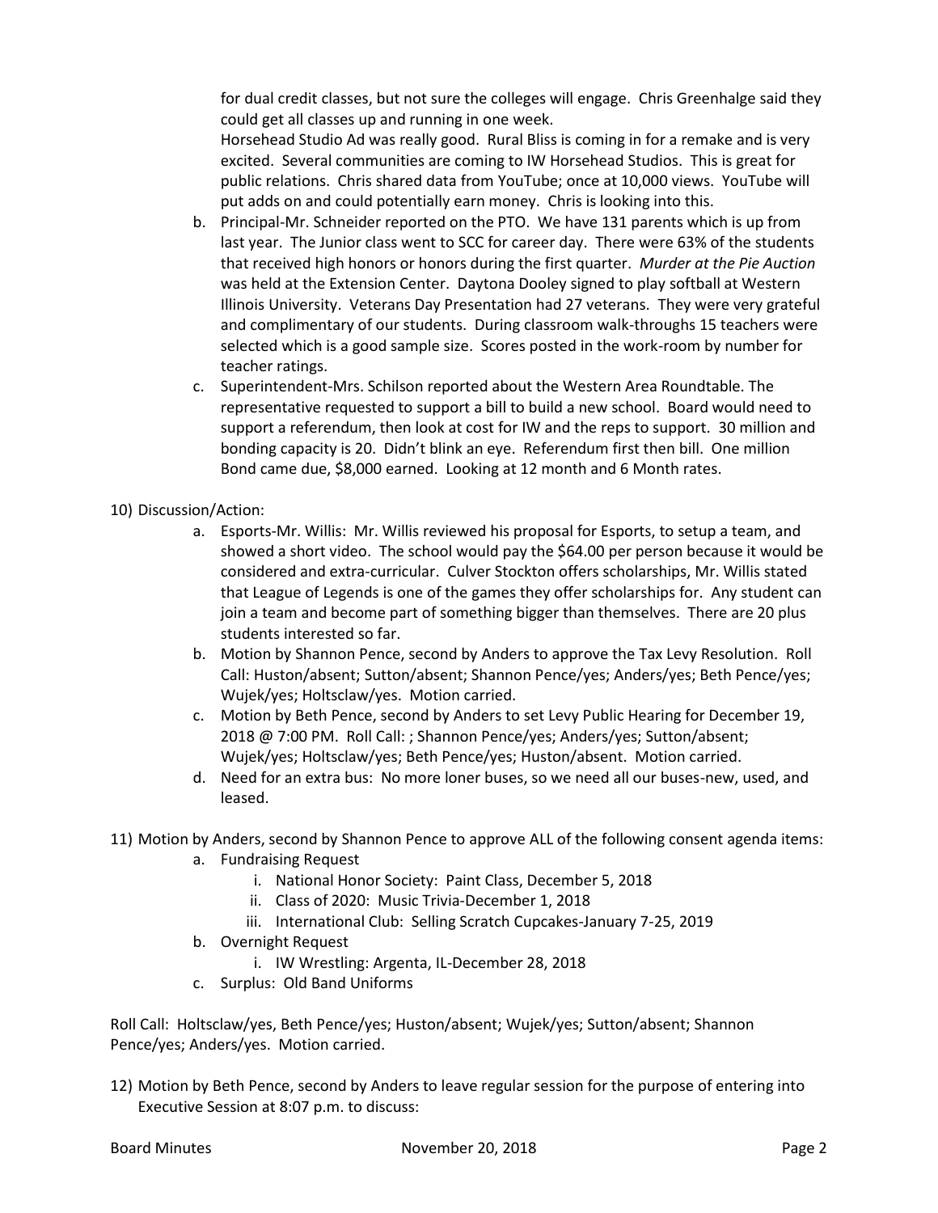for dual credit classes, but not sure the colleges will engage. Chris Greenhalge said they could get all classes up and running in one week.
Horsehead Studio Ad was really good. Rural Bliss is coming in for a remake and is very excited. Several communities are coming to IW Horsehead Studios. This is great for public relations. Chris shared data from YouTube; once at 10,000 views. YouTube will put adds on and could potentially earn money. Chris is looking into this.

b. Principal-Mr. Schneider reported on the PTO. We have 131 parents which is up from last year. The Junior class went to SCC for career day. There were 63% of the students that received high honors or honors during the first quarter. *Murder at the Pie Auction* was held at the Extension Center. Daytona Dooley signed to play softball at Western Illinois University. Veterans Day Presentation had 27 veterans. They were very grateful and complimentary of our students. During classroom walk-throughs 15 teachers were selected which is a good sample size. Scores posted in the work-room by number for teacher ratings.
c. Superintendent-Mrs. Schilson reported about the Western Area Roundtable. The representative requested to support a bill to build a new school. Board would need to support a referendum, then look at cost for IW and the reps to support. 30 million and bonding capacity is 20. Didn't blink an eye. Referendum first then bill. One million Bond came due, $8,000 earned. Looking at 12 month and 6 Month rates.

10) Discussion/Action:
   a. Esports-Mr. Willis: Mr. Willis reviewed his proposal for Esports, to setup a team, and showed a short video. The school would pay the $64.00 per person because it would be considered and extra-curricular. Culver Stockton offers scholarships, Mr. Willis stated that League of Legends is one of the games they offer scholarships for. Any student can join a team and become part of something bigger than themselves. There are 20 plus students interested so far.
   b. Motion by Shannon Pence, second by Anders to approve the Tax Levy Resolution. Roll Call: Huston/absent; Sutton/absent; Shannon Pence/yes; Anders/yes; Beth Pence/yes; Wujek/yes; Holtsclaw/yes. Motion carried.
   c. Motion by Beth Pence, second by Anders to set Levy Public Hearing for December 19, 2018 @ 7:00 PM. Roll Call: ; Shannon Pence/yes; Anders/yes; Sutton/absent; Wujek/yes; Holtsclaw/yes; Beth Pence/yes; Huston/absent. Motion carried.
   d. Need for an extra bus: No more loner buses, so we need all our buses-new, used, and leased.

11) Motion by Anders, second by Shannon Pence to approve ALL of the following consent agenda items:
   a. Fundraising Request
      i. National Honor Society: Paint Class, December 5, 2018
      ii. Class of 2020: Music Trivia-December 1, 2018
      iii. International Club: Selling Scratch Cupcakes-January 7-25, 2019
   b. Overnight Request
      i. IW Wrestling: Argenta, IL-December 28, 2018
   c. Surplus: Old Band Uniforms

Roll Call: Holtsclaw/yes, Beth Pence/yes; Huston/absent; Wujek/yes; Sutton/absent; Shannon Pence/yes; Anders/yes. Motion carried.

12) Motion by Beth Pence, second by Anders to leave regular session for the purpose of entering into Executive Session at 8:07 p.m. to discuss: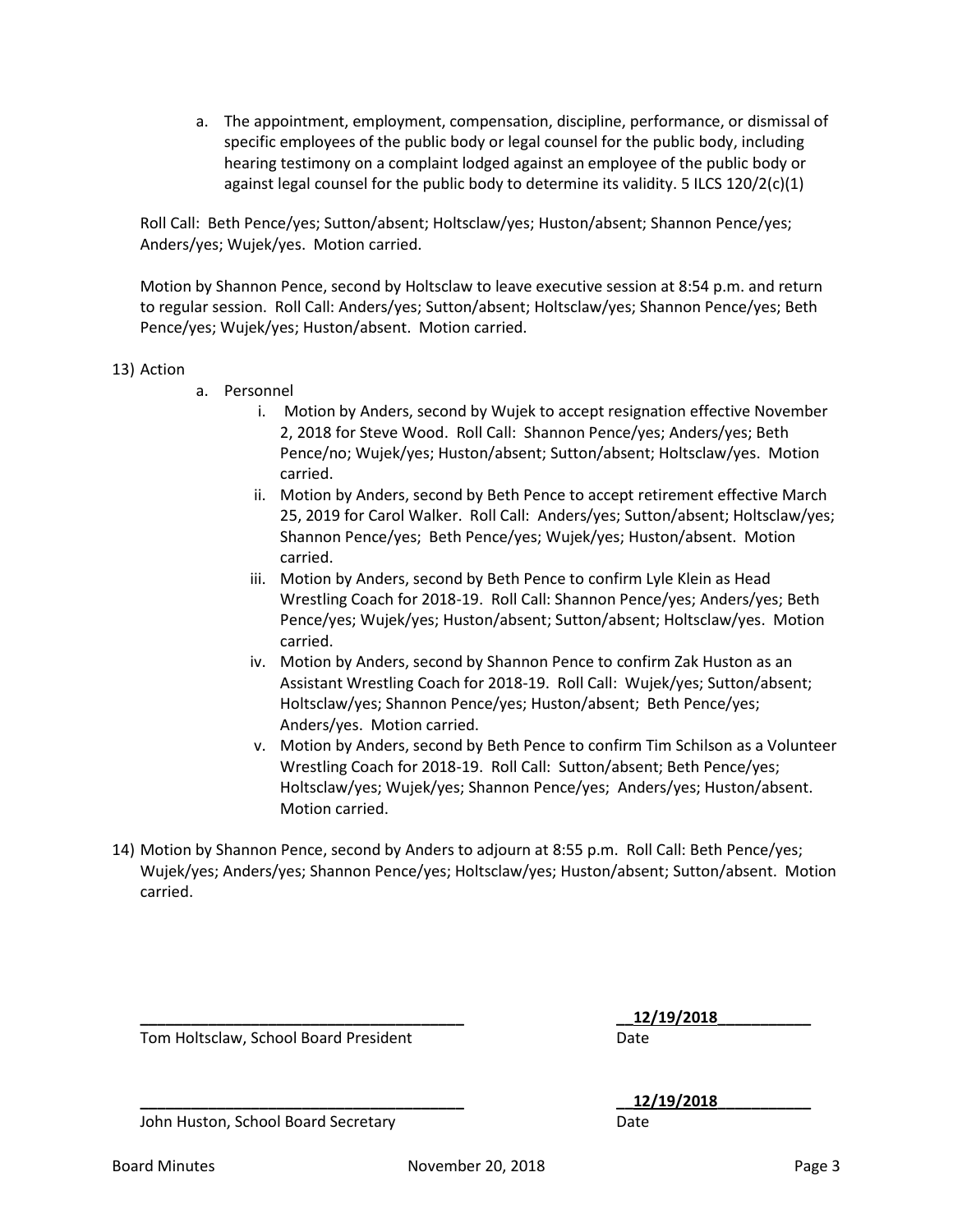a. The appointment, employment, compensation, discipline, performance, or dismissal of specific employees of the public body or legal counsel for the public body, including hearing testimony on a complaint lodged against an employee of the public body or against legal counsel for the public body to determine its validity. 5 ILCS 120/2(c)(1)

Roll Call: Beth Pence/yes; Sutton/absent; Holtsclaw/yes; Huston/absent; Shannon Pence/yes; Anders/yes; Wujek/yes. Motion carried.

Motion by Shannon Pence, second by Holtsclaw to leave executive session at 8:54 p.m. and return to regular session. Roll Call: Anders/yes; Sutton/absent; Holtsclaw/yes; Shannon Pence/yes; Beth Pence/yes; Wujek/yes; Huston/absent. Motion carried.

13) Action
    a. Personnel
        i. Motion by Anders, second by Wujek to accept resignation effective November 2, 2018 for Steve Wood. Roll Call: Shannon Pence/yes; Anders/yes; Beth Pence/no; Wujek/yes; Huston/absent; Sutton/absent; Holtsclaw/yes. Motion carried.
        ii. Motion by Anders, second by Beth Pence to accept retirement effective March 25, 2019 for Carol Walker. Roll Call: Anders/yes; Sutton/absent; Holtsclaw/yes; Shannon Pence/yes; Beth Pence/yes; Wujek/yes; Huston/absent. Motion carried.
        iii. Motion by Anders, second by Beth Pence to confirm Lyle Klein as Head Wrestling Coach for 2018-19. Roll Call: Shannon Pence/yes; Anders/yes; Beth Pence/yes; Wujek/yes; Huston/absent; Sutton/absent; Holtsclaw/yes. Motion carried.
        iv. Motion by Anders, second by Shannon Pence to confirm Zak Huston as an Assistant Wrestling Coach for 2018-19. Roll Call: Wujek/yes; Sutton/absent; Holtsclaw/yes; Shannon Pence/yes; Huston/absent; Beth Pence/yes; Anders/yes. Motion carried.
        v. Motion by Anders, second by Beth Pence to confirm Tim Schilson as a Volunteer Wrestling Coach for 2018-19. Roll Call: Sutton/absent; Beth Pence/yes; Holtsclaw/yes; Wujek/yes; Shannon Pence/yes; Anders/yes; Huston/absent. Motion carried.

14) Motion by Shannon Pence, second by Anders to adjourn at 8:55 p.m. Roll Call: Beth Pence/yes; Wujek/yes; Anders/yes; Shannon Pence/yes; Holtsclaw/yes; Huston/absent; Sutton/absent. Motion carried.

_______________________________________ **12/19/2018**

Tom Holtsclaw, School Board President Date

_______________________________________ **12/19/2018**

John Huston, School Board Secretary Date